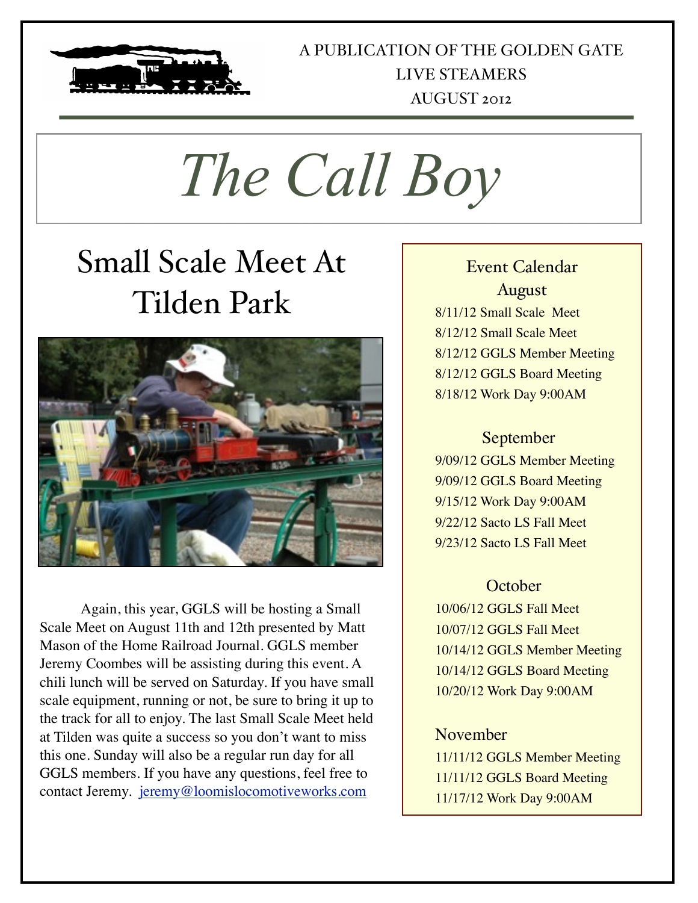A PUBLICATION OF THE GOLDEN GATE LIVE STEAMERS
AUGUST 2012

# *The Call Boy*

## Small Scale Meet At Tilden Park

Again, this year, GGLS will be hosting a Small Scale Meet on August 11th and 12th presented by Matt Mason of the Home Railroad Journal. GGLS member Jeremy Coombes will be assisting during this event. A chili lunch will be served on Saturday. If you have small scale equipment, running or not, be sure to bring it up to the track for all to enjoy. The last Small Scale Meet held at Tilden was quite a success so you don't want to miss this one. Sunday will also be a regular run day for all GGLS members. If you have any questions, feel free to contact Jeremy. jeremy@loomislocomotiveworks.com

### Event Calendar

#### August

8/11/12 Small Scale Meet
8/12/12 Small Scale Meet
8/12/12 GGLS Member Meeting
8/12/12 GGLS Board Meeting
8/18/12 Work Day 9:00AM

#### September

9/09/12 GGLS Member Meeting
9/09/12 GGLS Board Meeting
9/15/12 Work Day 9:00AM
9/22/12 Sacto LS Fall Meet
9/23/12 Sacto LS Fall Meet

#### October

10/06/12 GGLS Fall Meet
10/07/12 GGLS Fall Meet
10/14/12 GGLS Member Meeting
10/14/12 GGLS Board Meeting
10/20/12 Work Day 9:00AM

#### November

11/11/12 GGLS Member Meeting
11/11/12 GGLS Board Meeting
11/17/12 Work Day 9:00AM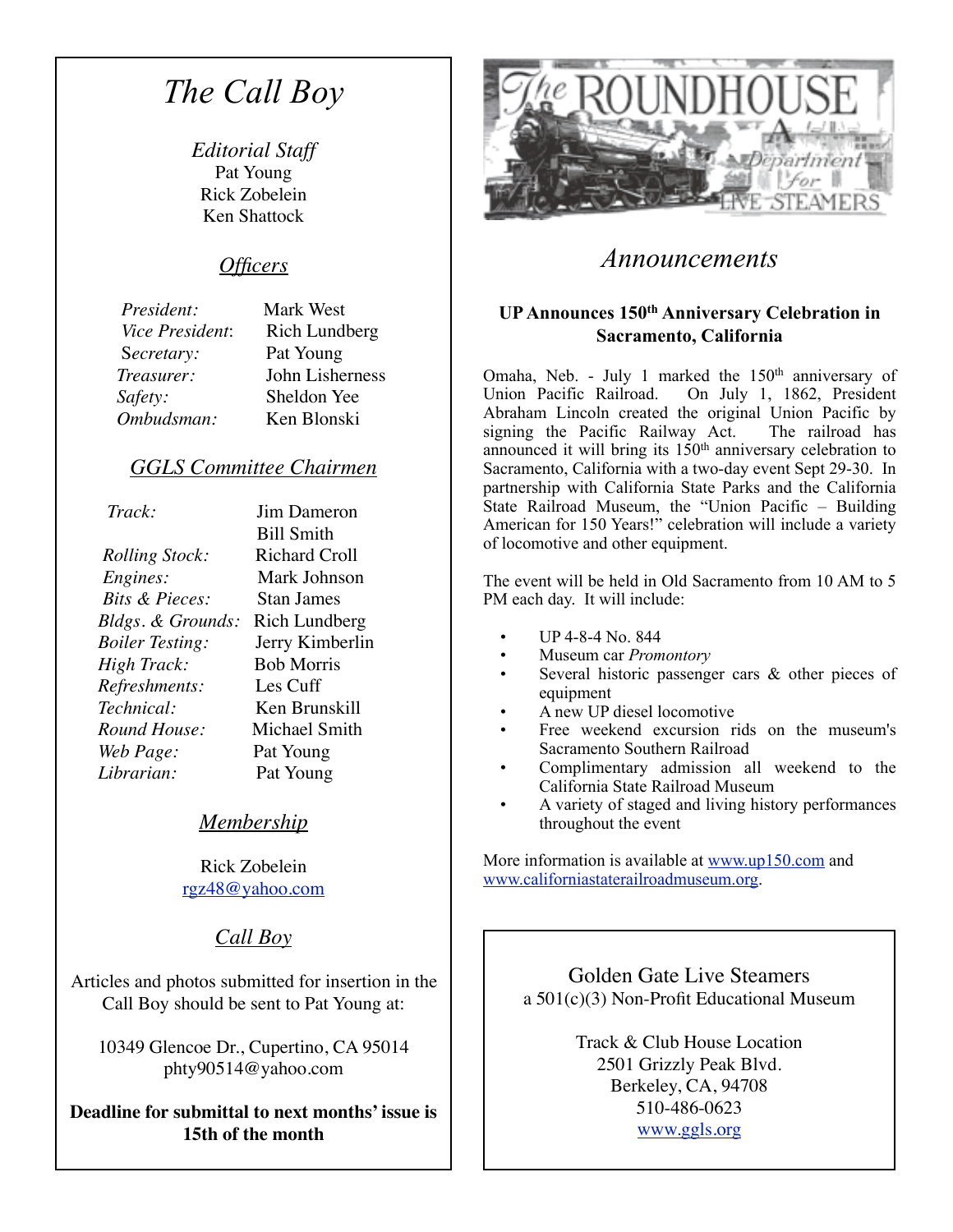# The Call Boy

*Editorial Staff*
Pat Young
Rick Zobelein
Ken Shattock

## *Officers*

| | |
|---|---|
| *President:* | Mark West |
| *Vice President:* | Rich Lundberg |
| *Secretary:* | Pat Young |
| *Treasurer:* | John Lisherness |
| *Safety:* | Sheldon Yee |
| *Ombudsman:* | Ken Blonski |

## *GGLS Committee Chairmen*

| | |
|---|---|
| *Track:* | Jim Dameron |
| | Bill Smith |
| *Rolling Stock:* | Richard Croll |
| *Engines:* | Mark Johnson |
| *Bits & Pieces:* | Stan James |
| *Bldgs. & Grounds:* | Rich Lundberg |
| *Boiler Testing:* | Jerry Kimberlin |
| *High Track:* | Bob Morris |
| *Refreshments:* | Les Cuff |
| *Technical:* | Ken Brunskill |
| *Round House:* | Michael Smith |
| *Web Page:* | Pat Young |
| *Librarian:* | Pat Young |

## *Membership*

Rick Zobelein
rgz48@yahoo.com

## *Call Boy*

Articles and photos submitted for insertion in the Call Boy should be sent to Pat Young at:

10349 Glencoe Dr., Cupertino, CA 95014
phty90514@yahoo.com

**Deadline for submittal to next months' issue is 15th of the month**

The ROUNDHOUSE A Department for LIVE STEAMERS

# *Announcements*

### UP Announces 150th Anniversary Celebration in Sacramento, California

Omaha, Neb. - July 1 marked the 150th anniversary of Union Pacific Railroad. On July 1, 1862, President Abraham Lincoln created the original Union Pacific by signing the Pacific Railway Act. The railroad has announced it will bring its 150th anniversary celebration to Sacramento, California with a two-day event Sept 29-30. In partnership with California State Parks and the California State Railroad Museum, the "Union Pacific – Building American for 150 Years!" celebration will include a variety of locomotive and other equipment.

The event will be held in Old Sacramento from 10 AM to 5 PM each day. It will include:

- UP 4-8-4 No. 844
- Museum car *Promontory*
- Several historic passenger cars & other pieces of equipment
- A new UP diesel locomotive
- Free weekend excursion rids on the museum's Sacramento Southern Railroad
- Complimentary admission all weekend to the California State Railroad Museum
- A variety of staged and living history performances throughout the event

More information is available at www.up150.com and www.californiastaterailroadmuseum.org.

Golden Gate Live Steamers
a 501(c)(3) Non-Profit Educational Museum

Track & Club House Location
2501 Grizzly Peak Blvd.
Berkeley, CA, 94708
510-486-0623
www.ggls.org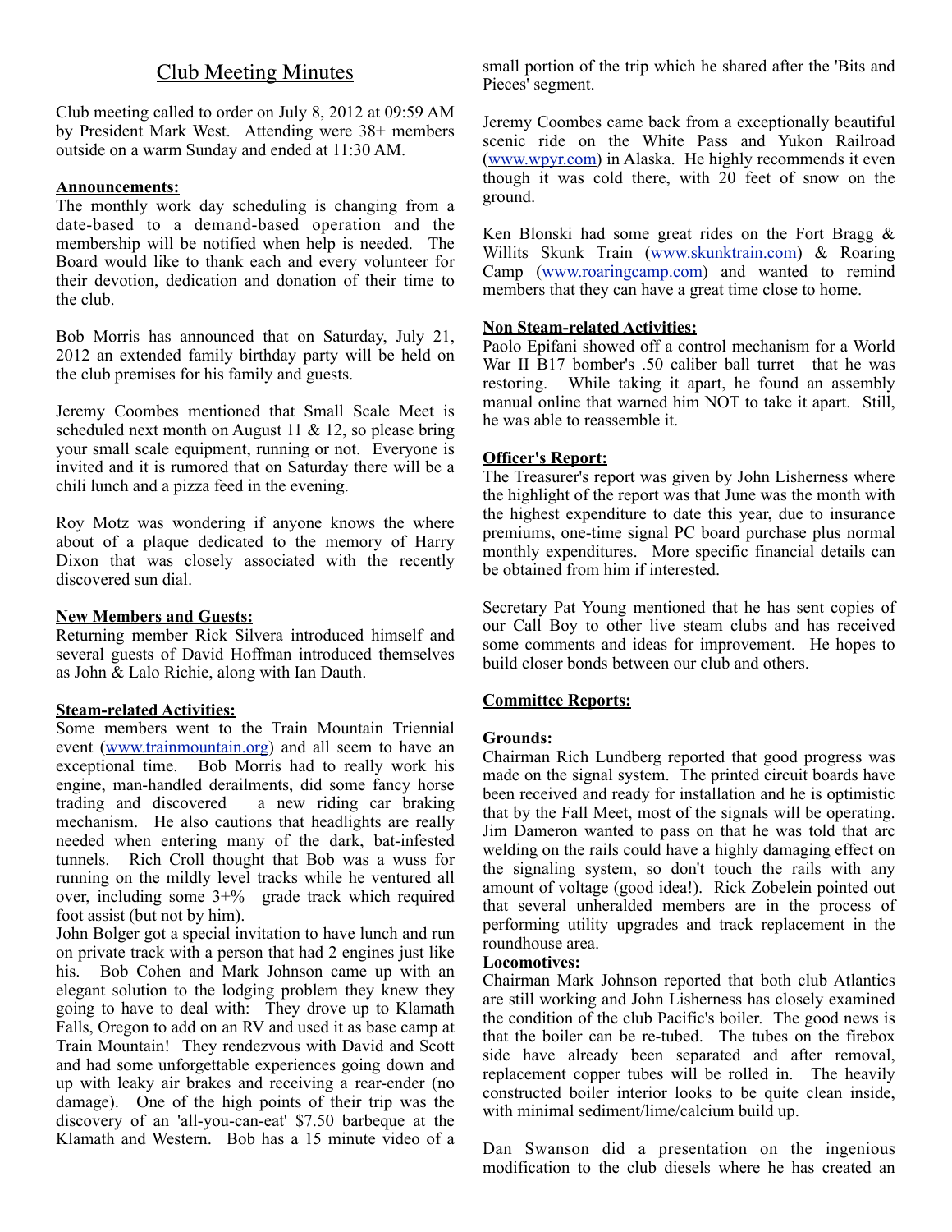# Club Meeting Minutes

Club meeting called to order on July 8, 2012 at 09:59 AM by President Mark West. Attending were 38+ members outside on a warm Sunday and ended at 11:30 AM.

**Announcements:**

The monthly work day scheduling is changing from a date-based to a demand-based operation and the membership will be notified when help is needed. The Board would like to thank each and every volunteer for their devotion, dedication and donation of their time to the club.

Bob Morris has announced that on Saturday, July 21, 2012 an extended family birthday party will be held on the club premises for his family and guests.

Jeremy Coombes mentioned that Small Scale Meet is scheduled next month on August 11 & 12, so please bring your small scale equipment, running or not. Everyone is invited and it is rumored that on Saturday there will be a chili lunch and a pizza feed in the evening.

Roy Motz was wondering if anyone knows the where about of a plaque dedicated to the memory of Harry Dixon that was closely associated with the recently discovered sun dial.

**New Members and Guests:**

Returning member Rick Silvera introduced himself and several guests of David Hoffman introduced themselves as John & Lalo Richie, along with Ian Dauth.

**Steam-related Activities:**

Some members went to the Train Mountain Triennial event (www.trainmountain.org) and all seem to have an exceptional time. Bob Morris had to really work his engine, man-handled derailments, did some fancy horse trading and discovered a new riding car braking mechanism. He also cautions that headlights are really needed when entering many of the dark, bat-infested tunnels. Rich Croll thought that Bob was a wuss for running on the mildly level tracks while he ventured all over, including some 3+% grade track which required foot assist (but not by him).

John Bolger got a special invitation to have lunch and run on private track with a person that had 2 engines just like his. Bob Cohen and Mark Johnson came up with an elegant solution to the lodging problem they knew they going to have to deal with: They drove up to Klamath Falls, Oregon to add on an RV and used it as base camp at Train Mountain! They rendezvous with David and Scott and had some unforgettable experiences going down and up with leaky air brakes and receiving a rear-ender (no damage). One of the high points of their trip was the discovery of an 'all-you-can-eat' $7.50 barbeque at the Klamath and Western. Bob has a 15 minute video of a small portion of the trip which he shared after the 'Bits and Pieces' segment.

Jeremy Coombes came back from a exceptionally beautiful scenic ride on the White Pass and Yukon Railroad (www.wpyr.com) in Alaska. He highly recommends it even though it was cold there, with 20 feet of snow on the ground.

Ken Blonski had some great rides on the Fort Bragg & Willits Skunk Train (www.skunktrain.com) & Roaring Camp (www.roaringcamp.com) and wanted to remind members that they can have a great time close to home.

**Non Steam-related Activities:**

Paolo Epifani showed off a control mechanism for a World War II B17 bomber's .50 caliber ball turret that he was restoring. While taking it apart, he found an assembly manual online that warned him NOT to take it apart. Still, he was able to reassemble it.

**Officer's Report:**

The Treasurer's report was given by John Lisherness where the highlight of the report was that June was the month with the highest expenditure to date this year, due to insurance premiums, one-time signal PC board purchase plus normal monthly expenditures. More specific financial details can be obtained from him if interested.

Secretary Pat Young mentioned that he has sent copies of our Call Boy to other live steam clubs and has received some comments and ideas for improvement. He hopes to build closer bonds between our club and others.

**Committee Reports:**

**Grounds:**

Chairman Rich Lundberg reported that good progress was made on the signal system. The printed circuit boards have been received and ready for installation and he is optimistic that by the Fall Meet, most of the signals will be operating. Jim Dameron wanted to pass on that he was told that arc welding on the rails could have a highly damaging effect on the signaling system, so don't touch the rails with any amount of voltage (good idea!). Rick Zobelein pointed out that several unheralded members are in the process of performing utility upgrades and track replacement in the roundhouse area.

**Locomotives:**

Chairman Mark Johnson reported that both club Atlantics are still working and John Lisherness has closely examined the condition of the club Pacific's boiler. The good news is that the boiler can be re-tubed. The tubes on the firebox side have already been separated and after removal, replacement copper tubes will be rolled in. The heavily constructed boiler interior looks to be quite clean inside, with minimal sediment/lime/calcium build up.

Dan Swanson did a presentation on the ingenious modification to the club diesels where he has created an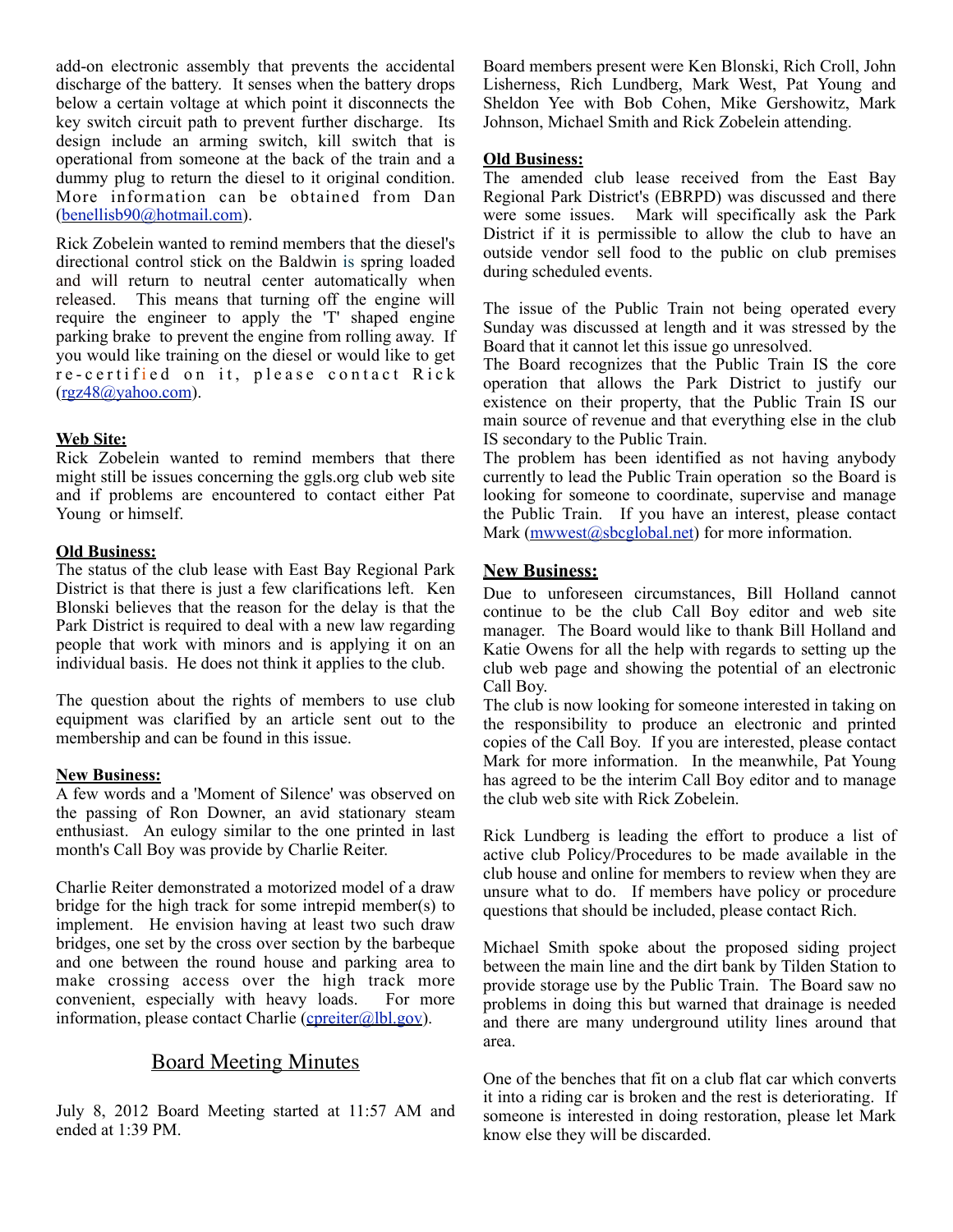add-on electronic assembly that prevents the accidental discharge of the battery. It senses when the battery drops below a certain voltage at which point it disconnects the key switch circuit path to prevent further discharge. Its design include an arming switch, kill switch that is operational from someone at the back of the train and a dummy plug to return the diesel to it original condition. More information can be obtained from Dan (benellisb90@hotmail.com).

Rick Zobelein wanted to remind members that the diesel's directional control stick on the Baldwin is spring loaded and will return to neutral center automatically when released. This means that turning off the engine will require the engineer to apply the 'T' shaped engine parking brake to prevent the engine from rolling away. If you would like training on the diesel or would like to get re-certified on it, please contact Rick (rgz48@yahoo.com).

**Web Site:**
Rick Zobelein wanted to remind members that there might still be issues concerning the ggls.org club web site and if problems are encountered to contact either Pat Young or himself.

**Old Business:**
The status of the club lease with East Bay Regional Park District is that there is just a few clarifications left. Ken Blonski believes that the reason for the delay is that the Park District is required to deal with a new law regarding people that work with minors and is applying it on an individual basis. He does not think it applies to the club.

The question about the rights of members to use club equipment was clarified by an article sent out to the membership and can be found in this issue.

**New Business:**
A few words and a 'Moment of Silence' was observed on the passing of Ron Downer, an avid stationary steam enthusiast. An eulogy similar to the one printed in last month's Call Boy was provide by Charlie Reiter.

Charlie Reiter demonstrated a motorized model of a draw bridge for the high track for some intrepid member(s) to implement. He envision having at least two such draw bridges, one set by the cross over section by the barbeque and one between the round house and parking area to make crossing access over the high track more convenient, especially with heavy loads. For more information, please contact Charlie (cpreiter@lbl.gov).

## Board Meeting Minutes

July 8, 2012 Board Meeting started at 11:57 AM and ended at 1:39 PM.

Board members present were Ken Blonski, Rich Croll, John Lisherness, Rich Lundberg, Mark West, Pat Young and Sheldon Yee with Bob Cohen, Mike Gershowitz, Mark Johnson, Michael Smith and Rick Zobelein attending.

**Old Business:**
The amended club lease received from the East Bay Regional Park District's (EBRPD) was discussed and there were some issues. Mark will specifically ask the Park District if it is permissible to allow the club to have an outside vendor sell food to the public on club premises during scheduled events.

The issue of the Public Train not being operated every Sunday was discussed at length and it was stressed by the Board that it cannot let this issue go unresolved.
The Board recognizes that the Public Train IS the core operation that allows the Park District to justify our existence on their property, that the Public Train IS our main source of revenue and that everything else in the club IS secondary to the Public Train.
The problem has been identified as not having anybody currently to lead the Public Train operation so the Board is looking for someone to coordinate, supervise and manage the Public Train. If you have an interest, please contact Mark (mwwest@sbcglobal.net) for more information.

**New Business:**
Due to unforeseen circumstances, Bill Holland cannot continue to be the club Call Boy editor and web site manager. The Board would like to thank Bill Holland and Katie Owens for all the help with regards to setting up the club web page and showing the potential of an electronic Call Boy.
The club is now looking for someone interested in taking on the responsibility to produce an electronic and printed copies of the Call Boy. If you are interested, please contact Mark for more information. In the meanwhile, Pat Young has agreed to be the interim Call Boy editor and to manage the club web site with Rick Zobelein.

Rick Lundberg is leading the effort to produce a list of active club Policy/Procedures to be made available in the club house and online for members to review when they are unsure what to do. If members have policy or procedure questions that should be included, please contact Rich.

Michael Smith spoke about the proposed siding project between the main line and the dirt bank by Tilden Station to provide storage use by the Public Train. The Board saw no problems in doing this but warned that drainage is needed and there are many underground utility lines around that area.

One of the benches that fit on a club flat car which converts it into a riding car is broken and the rest is deteriorating. If someone is interested in doing restoration, please let Mark know else they will be discarded.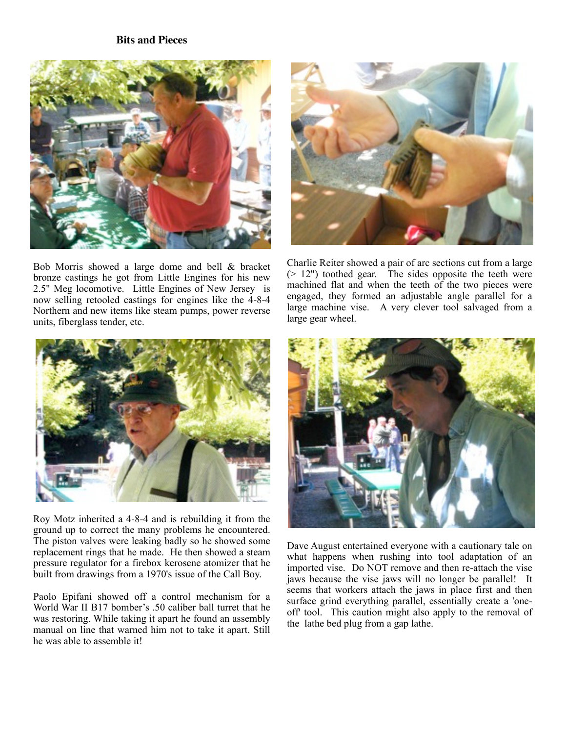**Bits and Pieces**

Bob Morris showed a large dome and bell & bracket bronze castings he got from Little Engines for his new 2.5" Meg locomotive. Little Engines of New Jersey is now selling retooled castings for engines like the 4-8-4 Northern and new items like steam pumps, power reverse units, fiberglass tender, etc.

Charlie Reiter showed a pair of arc sections cut from a large (> 12") toothed gear. The sides opposite the teeth were machined flat and when the teeth of the two pieces were engaged, they formed an adjustable angle parallel for a large machine vise. A very clever tool salvaged from a large gear wheel.

Roy Motz inherited a 4-8-4 and is rebuilding it from the ground up to correct the many problems he encountered. The piston valves were leaking badly so he showed some replacement rings that he made. He then showed a steam pressure regulator for a firebox kerosene atomizer that he built from drawings from a 1970's issue of the Call Boy.

Paolo Epifani showed off a control mechanism for a World War II B17 bomber's .50 caliber ball turret that he was restoring. While taking it apart he found an assembly manual on line that warned him not to take it apart. Still he was able to assemble it!

Dave August entertained everyone with a cautionary tale on what happens when rushing into tool adaptation of an imported vise. Do NOT remove and then re-attach the vise jaws because the vise jaws will no longer be parallel! It seems that workers attach the jaws in place first and then surface grind everything parallel, essentially create a 'one-off' tool. This caution might also apply to the removal of the lathe bed plug from a gap lathe.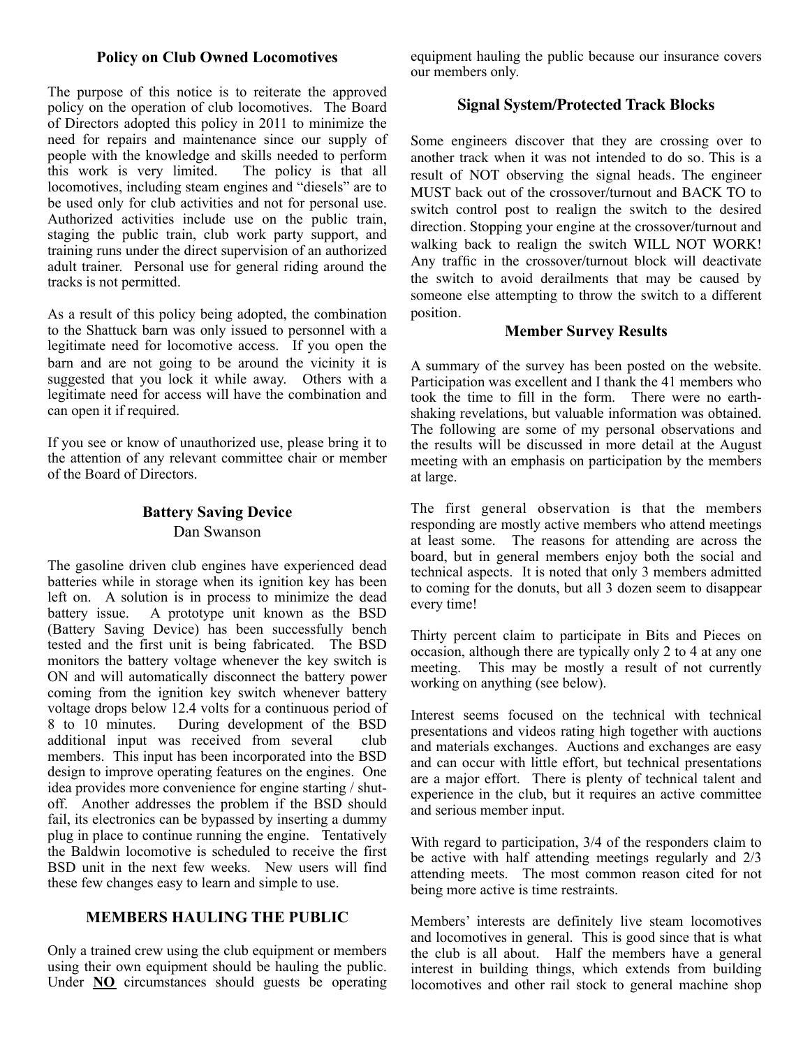## Policy on Club Owned Locomotives

The purpose of this notice is to reiterate the approved policy on the operation of club locomotives. The Board of Directors adopted this policy in 2011 to minimize the need for repairs and maintenance since our supply of people with the knowledge and skills needed to perform this work is very limited. The policy is that all locomotives, including steam engines and "diesels" are to be used only for club activities and not for personal use. Authorized activities include use on the public train, staging the public train, club work party support, and training runs under the direct supervision of an authorized adult trainer. Personal use for general riding around the tracks is not permitted.

As a result of this policy being adopted, the combination to the Shattuck barn was only issued to personnel with a legitimate need for locomotive access. If you open the barn and are not going to be around the vicinity it is suggested that you lock it while away. Others with a legitimate need for access will have the combination and can open it if required.

If you see or know of unauthorized use, please bring it to the attention of any relevant committee chair or member of the Board of Directors.

## Battery Saving Device

Dan Swanson

The gasoline driven club engines have experienced dead batteries while in storage when its ignition key has been left on. A solution is in process to minimize the dead battery issue. A prototype unit known as the BSD (Battery Saving Device) has been successfully bench tested and the first unit is being fabricated. The BSD monitors the battery voltage whenever the key switch is ON and will automatically disconnect the battery power coming from the ignition key switch whenever battery voltage drops below 12.4 volts for a continuous period of 8 to 10 minutes. During development of the BSD additional input was received from several club members. This input has been incorporated into the BSD design to improve operating features on the engines. One idea provides more convenience for engine starting / shut-off. Another addresses the problem if the BSD should fail, its electronics can be bypassed by inserting a dummy plug in place to continue running the engine. Tentatively the Baldwin locomotive is scheduled to receive the first BSD unit in the next few weeks. New users will find these few changes easy to learn and simple to use.

## MEMBERS HAULING THE PUBLIC

Only a trained crew using the club equipment or members using their own equipment should be hauling the public. Under **NO** circumstances should guests be operating equipment hauling the public because our insurance covers our members only.

## Signal System/Protected Track Blocks

Some engineers discover that they are crossing over to another track when it was not intended to do so. This is a result of NOT observing the signal heads. The engineer MUST back out of the crossover/turnout and BACK TO to switch control post to realign the switch to the desired direction. Stopping your engine at the crossover/turnout and walking back to realign the switch WILL NOT WORK! Any traffic in the crossover/turnout block will deactivate the switch to avoid derailments that may be caused by someone else attempting to throw the switch to a different position.

## Member Survey Results

A summary of the survey has been posted on the website. Participation was excellent and I thank the 41 members who took the time to fill in the form. There were no earth-shaking revelations, but valuable information was obtained. The following are some of my personal observations and the results will be discussed in more detail at the August meeting with an emphasis on participation by the members at large.

The first general observation is that the members responding are mostly active members who attend meetings at least some. The reasons for attending are across the board, but in general members enjoy both the social and technical aspects. It is noted that only 3 members admitted to coming for the donuts, but all 3 dozen seem to disappear every time!

Thirty percent claim to participate in Bits and Pieces on occasion, although there are typically only 2 to 4 at any one meeting. This may be mostly a result of not currently working on anything (see below).

Interest seems focused on the technical with technical presentations and videos rating high together with auctions and materials exchanges. Auctions and exchanges are easy and can occur with little effort, but technical presentations are a major effort. There is plenty of technical talent and experience in the club, but it requires an active committee and serious member input.

With regard to participation, 3/4 of the responders claim to be active with half attending meetings regularly and 2/3 attending meets. The most common reason cited for not being more active is time restraints.

Members' interests are definitely live steam locomotives and locomotives in general. This is good since that is what the club is all about. Half the members have a general interest in building things, which extends from building locomotives and other rail stock to general machine shop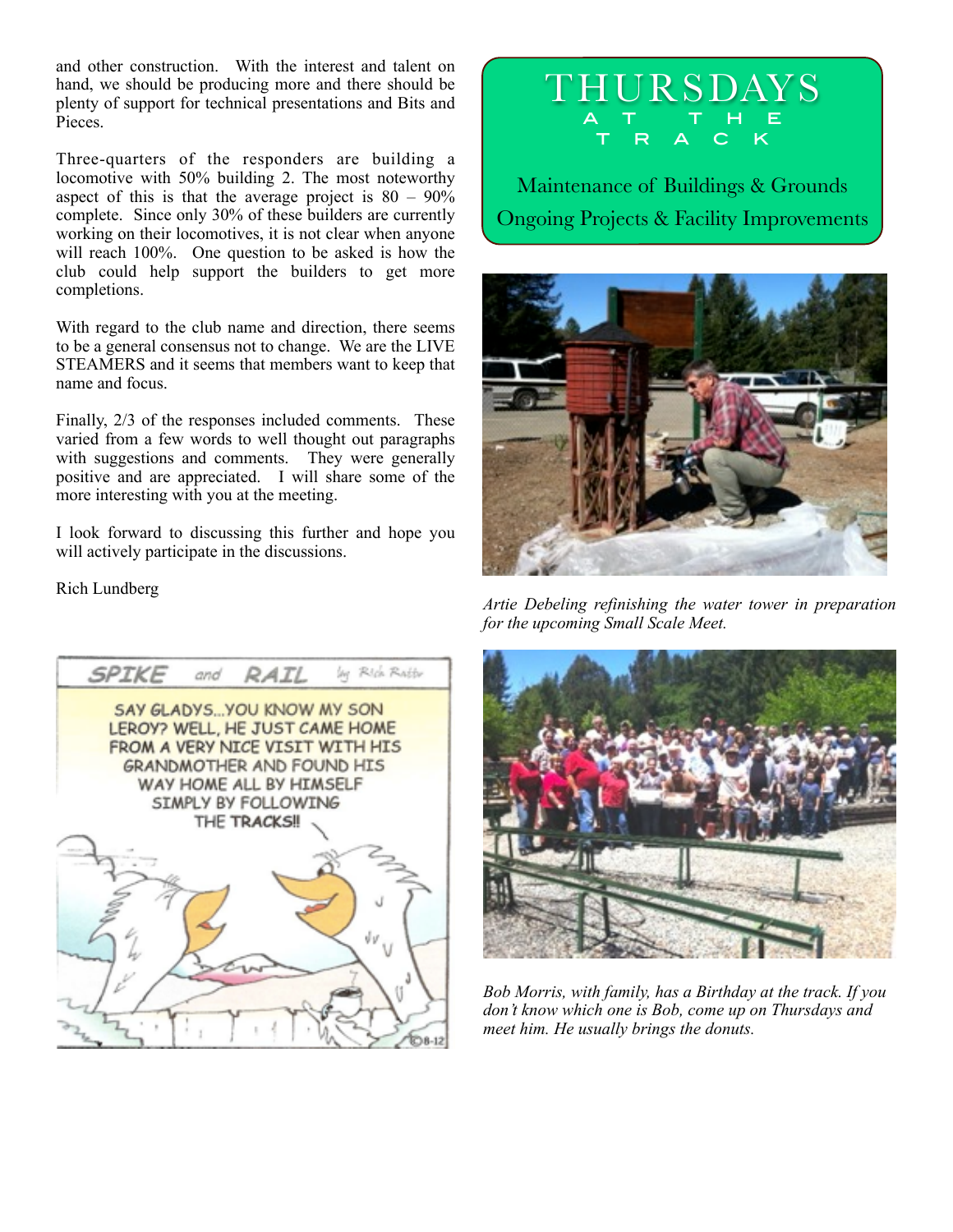and other construction. With the interest and talent on hand, we should be producing more and there should be plenty of support for technical presentations and Bits and Pieces.

Three-quarters of the responders are building a locomotive with 50% building 2. The most noteworthy aspect of this is that the average project is 80 – 90% complete. Since only 30% of these builders are currently working on their locomotives, it is not clear when anyone will reach 100%. One question to be asked is how the club could help support the builders to get more completions.

With regard to the club name and direction, there seems to be a general consensus not to change. We are the LIVE STEAMERS and it seems that members want to keep that name and focus.

Finally, 2/3 of the responses included comments. These varied from a few words to well thought out paragraphs with suggestions and comments. They were generally positive and are appreciated. I will share some of the more interesting with you at the meeting.

I look forward to discussing this further and hope you will actively participate in the discussions.

Rich Lundberg

# THURSDAYS AT THE TRACK

Maintenance of Buildings & Grounds

Ongoing Projects & Facility Improvements

*Artie Debeling refinishing the water tower in preparation for the upcoming Small Scale Meet.*

*Bob Morris, with family, has a Birthday at the track. If you don't know which one is Bob, come up on Thursdays and meet him. He usually brings the donuts.*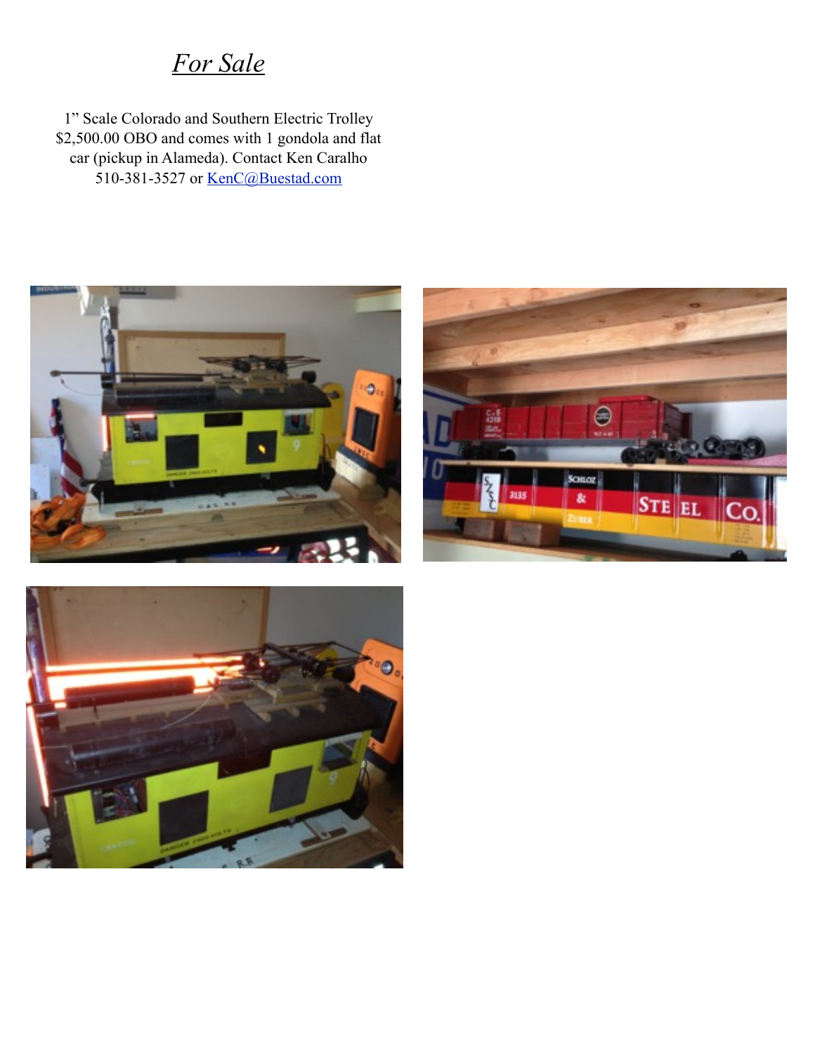# *For Sale*

1" Scale Colorado and Southern Electric Trolley $2,500.00 OBO and comes with 1 gondola and flat car (pickup in Alameda). Contact Ken Caralho 510-381-3527 or KenC@Buestad.com